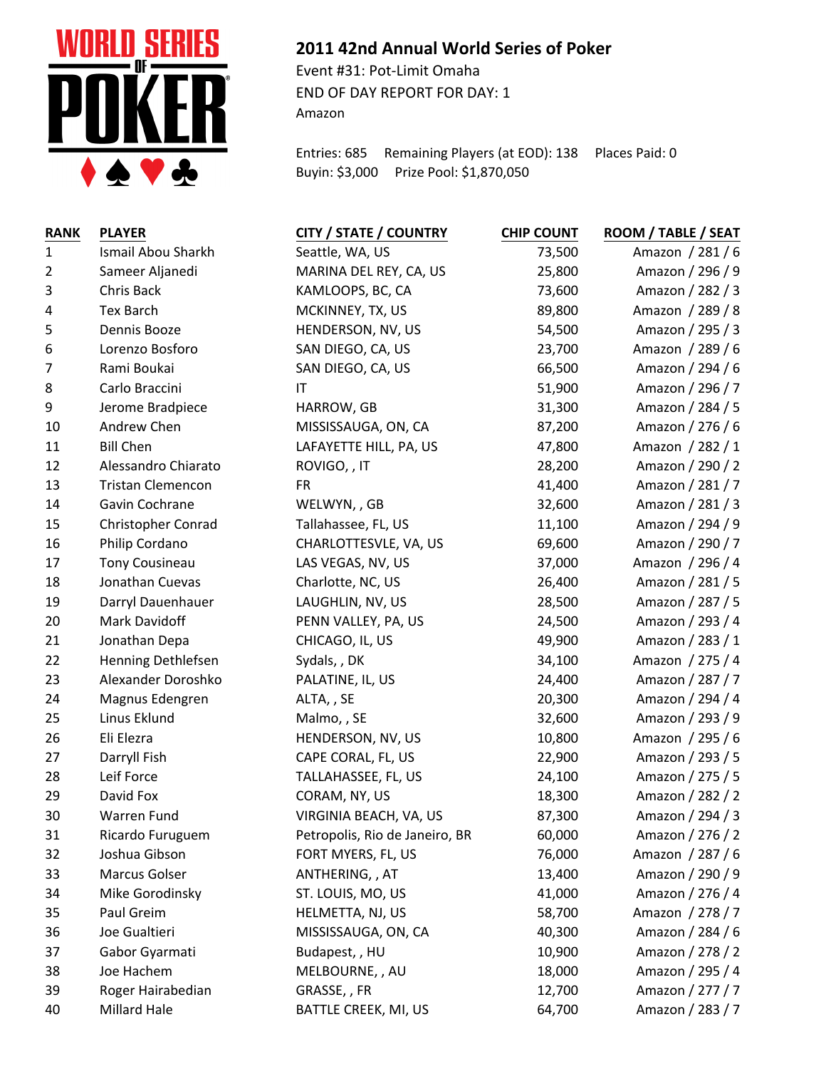## 2011 42nd Annual World Series of Poker

Event #31: Pot-Limit Omaha
END OF DAY REPORT FOR DAY: 1
Amazon

Entries: 685 Remaining Players (at EOD): 138 Places Paid: 0
Buyin: $3,000 Prize Pool: $1,870,050

| RANK | PLAYER | CITY / STATE / COUNTRY | CHIP COUNT | ROOM / TABLE / SEAT |
|---|---|---|---|---|
| 1 | Ismail Abou Sharkh | Seattle, WA, US | 73,500 | Amazon / 281 / 6 |
| 2 | Sameer Aljanedi | MARINA DEL REY, CA, US | 25,800 | Amazon / 296 / 9 |
| 3 | Chris Back | KAMLOOPS, BC, CA | 73,600 | Amazon / 282 / 3 |
| 4 | Tex Barch | MCKINNEY, TX, US | 89,800 | Amazon / 289 / 8 |
| 5 | Dennis Booze | HENDERSON, NV, US | 54,500 | Amazon / 295 / 3 |
| 6 | Lorenzo Bosforo | SAN DIEGO, CA, US | 23,700 | Amazon / 289 / 6 |
| 7 | Rami Boukai | SAN DIEGO, CA, US | 66,500 | Amazon / 294 / 6 |
| 8 | Carlo Braccini | IT | 51,900 | Amazon / 296 / 7 |
| 9 | Jerome Bradpiece | HARROW, GB | 31,300 | Amazon / 284 / 5 |
| 10 | Andrew Chen | MISSISSAUGA, ON, CA | 87,200 | Amazon / 276 / 6 |
| 11 | Bill Chen | LAFAYETTE HILL, PA, US | 47,800 | Amazon / 282 / 1 |
| 12 | Alessandro Chiarato | ROVIGO, , IT | 28,200 | Amazon / 290 / 2 |
| 13 | Tristan Clemencon | FR | 41,400 | Amazon / 281 / 7 |
| 14 | Gavin Cochrane | WELWYN, , GB | 32,600 | Amazon / 281 / 3 |
| 15 | Christopher Conrad | Tallahassee, FL, US | 11,100 | Amazon / 294 / 9 |
| 16 | Philip Cordano | CHARLOTTESVLE, VA, US | 69,600 | Amazon / 290 / 7 |
| 17 | Tony Cousineau | LAS VEGAS, NV, US | 37,000 | Amazon / 296 / 4 |
| 18 | Jonathan Cuevas | Charlotte, NC, US | 26,400 | Amazon / 281 / 5 |
| 19 | Darryl Dauenhauer | LAUGHLIN, NV, US | 28,500 | Amazon / 287 / 5 |
| 20 | Mark Davidoff | PENN VALLEY, PA, US | 24,500 | Amazon / 293 / 4 |
| 21 | Jonathan Depa | CHICAGO, IL, US | 49,900 | Amazon / 283 / 1 |
| 22 | Henning Dethlefsen | Sydals, , DK | 34,100 | Amazon / 275 / 4 |
| 23 | Alexander Doroshko | PALATINE, IL, US | 24,400 | Amazon / 287 / 7 |
| 24 | Magnus Edengren | ALTA, , SE | 20,300 | Amazon / 294 / 4 |
| 25 | Linus Eklund | Malmo, , SE | 32,600 | Amazon / 293 / 9 |
| 26 | Eli Elezra | HENDERSON, NV, US | 10,800 | Amazon / 295 / 6 |
| 27 | Darryll Fish | CAPE CORAL, FL, US | 22,900 | Amazon / 293 / 5 |
| 28 | Leif Force | TALLAHASSEE, FL, US | 24,100 | Amazon / 275 / 5 |
| 29 | David Fox | CORAM, NY, US | 18,300 | Amazon / 282 / 2 |
| 30 | Warren Fund | VIRGINIA BEACH, VA, US | 87,300 | Amazon / 294 / 3 |
| 31 | Ricardo Furuguem | Petropolis, Rio de Janeiro, BR | 60,000 | Amazon / 276 / 2 |
| 32 | Joshua Gibson | FORT MYERS, FL, US | 76,000 | Amazon / 287 / 6 |
| 33 | Marcus Golser | ANTHERING, , AT | 13,400 | Amazon / 290 / 9 |
| 34 | Mike Gorodinsky | ST. LOUIS, MO, US | 41,000 | Amazon / 276 / 4 |
| 35 | Paul Greim | HELMETTA, NJ, US | 58,700 | Amazon / 278 / 7 |
| 36 | Joe Gualtieri | MISSISSAUGA, ON, CA | 40,300 | Amazon / 284 / 6 |
| 37 | Gabor Gyarmati | Budapest, , HU | 10,900 | Amazon / 278 / 2 |
| 38 | Joe Hachem | MELBOURNE, , AU | 18,000 | Amazon / 295 / 4 |
| 39 | Roger Hairabedian | GRASSE, , FR | 12,700 | Amazon / 277 / 7 |
| 40 | Millard Hale | BATTLE CREEK, MI, US | 64,700 | Amazon / 283 / 7 |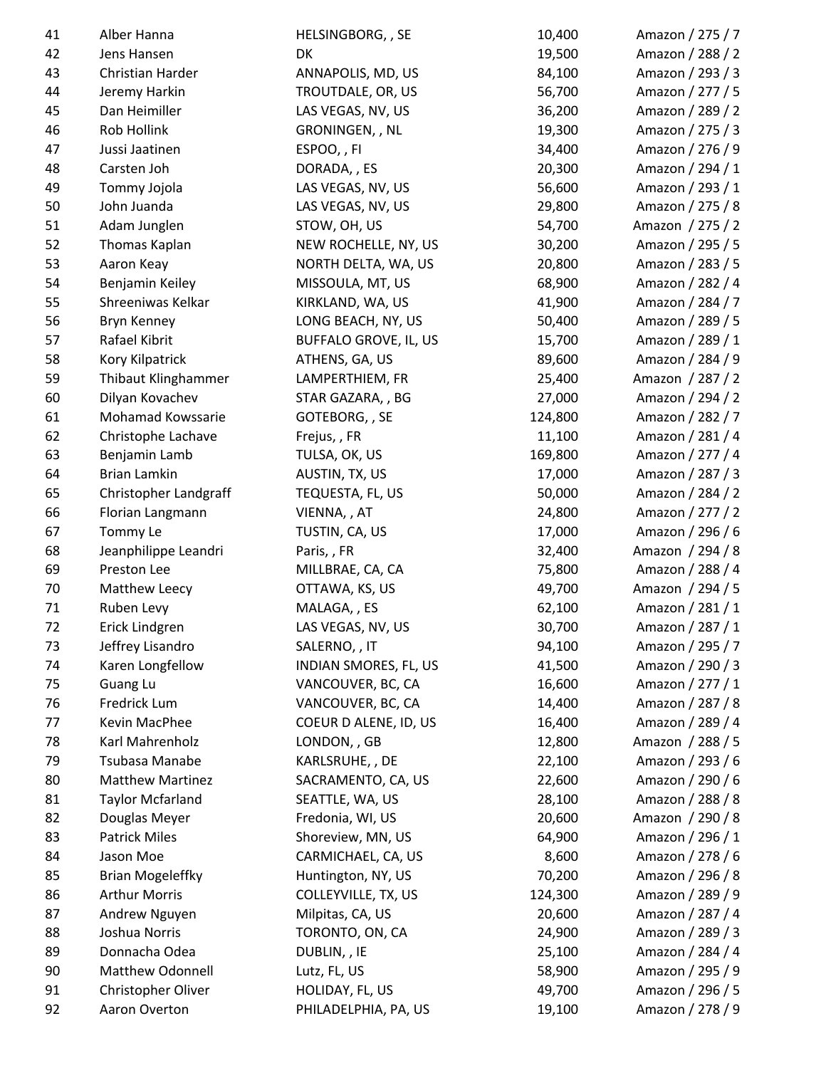| | | | | |
|---|---|---|---|---|
| 41 | Alber Hanna | HELSINGBORG, , SE | 10,400 | Amazon / 275 / 7 |
| 42 | Jens Hansen | DK | 19,500 | Amazon / 288 / 2 |
| 43 | Christian Harder | ANNAPOLIS, MD, US | 84,100 | Amazon / 293 / 3 |
| 44 | Jeremy Harkin | TROUTDALE, OR, US | 56,700 | Amazon / 277 / 5 |
| 45 | Dan Heimiller | LAS VEGAS, NV, US | 36,200 | Amazon / 289 / 2 |
| 46 | Rob Hollink | GRONINGEN, , NL | 19,300 | Amazon / 275 / 3 |
| 47 | Jussi Jaatinen | ESPOO, , FI | 34,400 | Amazon / 276 / 9 |
| 48 | Carsten Joh | DORADA, , ES | 20,300 | Amazon / 294 / 1 |
| 49 | Tommy Jojola | LAS VEGAS, NV, US | 56,600 | Amazon / 293 / 1 |
| 50 | John Juanda | LAS VEGAS, NV, US | 29,800 | Amazon / 275 / 8 |
| 51 | Adam Junglen | STOW, OH, US | 54,700 | Amazon / 275 / 2 |
| 52 | Thomas Kaplan | NEW ROCHELLE, NY, US | 30,200 | Amazon / 295 / 5 |
| 53 | Aaron Keay | NORTH DELTA, WA, US | 20,800 | Amazon / 283 / 5 |
| 54 | Benjamin Keiley | MISSOULA, MT, US | 68,900 | Amazon / 282 / 4 |
| 55 | Shreeniwas Kelkar | KIRKLAND, WA, US | 41,900 | Amazon / 284 / 7 |
| 56 | Bryn Kenney | LONG BEACH, NY, US | 50,400 | Amazon / 289 / 5 |
| 57 | Rafael Kibrit | BUFFALO GROVE, IL, US | 15,700 | Amazon / 289 / 1 |
| 58 | Kory Kilpatrick | ATHENS, GA, US | 89,600 | Amazon / 284 / 9 |
| 59 | Thibaut Klinghammer | LAMPERTHIEM, FR | 25,400 | Amazon / 287 / 2 |
| 60 | Dilyan Kovachev | STAR GAZARA, , BG | 27,000 | Amazon / 294 / 2 |
| 61 | Mohamad Kowssarie | GOTEBORG, , SE | 124,800 | Amazon / 282 / 7 |
| 62 | Christophe Lachave | Frejus, , FR | 11,100 | Amazon / 281 / 4 |
| 63 | Benjamin Lamb | TULSA, OK, US | 169,800 | Amazon / 277 / 4 |
| 64 | Brian Lamkin | AUSTIN, TX, US | 17,000 | Amazon / 287 / 3 |
| 65 | Christopher Landgraff | TEQUESTA, FL, US | 50,000 | Amazon / 284 / 2 |
| 66 | Florian Langmann | VIENNA, , AT | 24,800 | Amazon / 277 / 2 |
| 67 | Tommy Le | TUSTIN, CA, US | 17,000 | Amazon / 296 / 6 |
| 68 | Jeanphilippe Leandri | Paris, , FR | 32,400 | Amazon / 294 / 8 |
| 69 | Preston Lee | MILLBRAE, CA, CA | 75,800 | Amazon / 288 / 4 |
| 70 | Matthew Leecy | OTTAWA, KS, US | 49,700 | Amazon / 294 / 5 |
| 71 | Ruben Levy | MALAGA, , ES | 62,100 | Amazon / 281 / 1 |
| 72 | Erick Lindgren | LAS VEGAS, NV, US | 30,700 | Amazon / 287 / 1 |
| 73 | Jeffrey Lisandro | SALERNO, , IT | 94,100 | Amazon / 295 / 7 |
| 74 | Karen Longfellow | INDIAN SMORES, FL, US | 41,500 | Amazon / 290 / 3 |
| 75 | Guang Lu | VANCOUVER, BC, CA | 16,600 | Amazon / 277 / 1 |
| 76 | Fredrick Lum | VANCOUVER, BC, CA | 14,400 | Amazon / 287 / 8 |
| 77 | Kevin MacPhee | COEUR D ALENE, ID, US | 16,400 | Amazon / 289 / 4 |
| 78 | Karl Mahrenholz | LONDON, , GB | 12,800 | Amazon / 288 / 5 |
| 79 | Tsubasa Manabe | KARLSRUHE, , DE | 22,100 | Amazon / 293 / 6 |
| 80 | Matthew Martinez | SACRAMENTO, CA, US | 22,600 | Amazon / 290 / 6 |
| 81 | Taylor Mcfarland | SEATTLE, WA, US | 28,100 | Amazon / 288 / 8 |
| 82 | Douglas Meyer | Fredonia, WI, US | 20,600 | Amazon / 290 / 8 |
| 83 | Patrick Miles | Shoreview, MN, US | 64,900 | Amazon / 296 / 1 |
| 84 | Jason Moe | CARMICHAEL, CA, US | 8,600 | Amazon / 278 / 6 |
| 85 | Brian Mogeleffky | Huntington, NY, US | 70,200 | Amazon / 296 / 8 |
| 86 | Arthur Morris | COLLEYVILLE, TX, US | 124,300 | Amazon / 289 / 9 |
| 87 | Andrew Nguyen | Milpitas, CA, US | 20,600 | Amazon / 287 / 4 |
| 88 | Joshua Norris | TORONTO, ON, CA | 24,900 | Amazon / 289 / 3 |
| 89 | Donnacha Odea | DUBLIN, , IE | 25,100 | Amazon / 284 / 4 |
| 90 | Matthew Odonnell | Lutz, FL, US | 58,900 | Amazon / 295 / 9 |
| 91 | Christopher Oliver | HOLIDAY, FL, US | 49,700 | Amazon / 296 / 5 |
| 92 | Aaron Overton | PHILADELPHIA, PA, US | 19,100 | Amazon / 278 / 9 |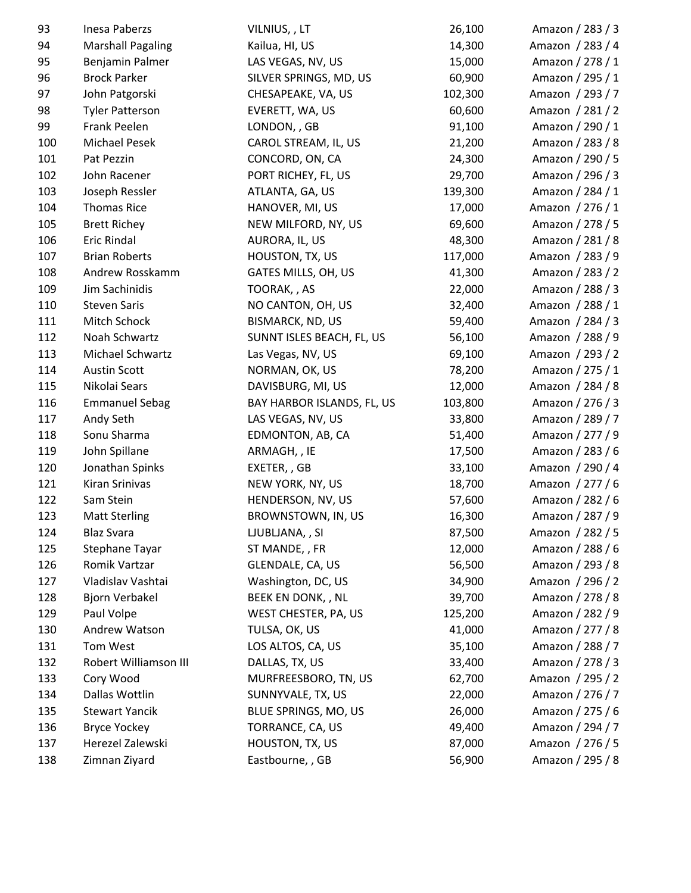| | | | | |
|---|---|---|---|---|
| 93 | Inesa Paberzs | VILNIUS, , LT | 26,100 | Amazon / 283 / 3 |
| 94 | Marshall Pagaling | Kailua, HI, US | 14,300 | Amazon / 283 / 4 |
| 95 | Benjamin Palmer | LAS VEGAS, NV, US | 15,000 | Amazon / 278 / 1 |
| 96 | Brock Parker | SILVER SPRINGS, MD, US | 60,900 | Amazon / 295 / 1 |
| 97 | John Patgorski | CHESAPEAKE, VA, US | 102,300 | Amazon / 293 / 7 |
| 98 | Tyler Patterson | EVERETT, WA, US | 60,600 | Amazon / 281 / 2 |
| 99 | Frank Peelen | LONDON, , GB | 91,100 | Amazon / 290 / 1 |
| 100 | Michael Pesek | CAROL STREAM, IL, US | 21,200 | Amazon / 283 / 8 |
| 101 | Pat Pezzin | CONCORD, ON, CA | 24,300 | Amazon / 290 / 5 |
| 102 | John Racener | PORT RICHEY, FL, US | 29,700 | Amazon / 296 / 3 |
| 103 | Joseph Ressler | ATLANTA, GA, US | 139,300 | Amazon / 284 / 1 |
| 104 | Thomas Rice | HANOVER, MI, US | 17,000 | Amazon / 276 / 1 |
| 105 | Brett Richey | NEW MILFORD, NY, US | 69,600 | Amazon / 278 / 5 |
| 106 | Eric Rindal | AURORA, IL, US | 48,300 | Amazon / 281 / 8 |
| 107 | Brian Roberts | HOUSTON, TX, US | 117,000 | Amazon / 283 / 9 |
| 108 | Andrew Rosskamm | GATES MILLS, OH, US | 41,300 | Amazon / 283 / 2 |
| 109 | Jim Sachinidis | TOORAK, , AS | 22,000 | Amazon / 288 / 3 |
| 110 | Steven Saris | NO CANTON, OH, US | 32,400 | Amazon / 288 / 1 |
| 111 | Mitch Schock | BISMARCK, ND, US | 59,400 | Amazon / 284 / 3 |
| 112 | Noah Schwartz | SUNNT ISLES BEACH, FL, US | 56,100 | Amazon / 288 / 9 |
| 113 | Michael Schwartz | Las Vegas, NV, US | 69,100 | Amazon / 293 / 2 |
| 114 | Austin Scott | NORMAN, OK, US | 78,200 | Amazon / 275 / 1 |
| 115 | Nikolai Sears | DAVISBURG, MI, US | 12,000 | Amazon / 284 / 8 |
| 116 | Emmanuel Sebag | BAY HARBOR ISLANDS, FL, US | 103,800 | Amazon / 276 / 3 |
| 117 | Andy Seth | LAS VEGAS, NV, US | 33,800 | Amazon / 289 / 7 |
| 118 | Sonu Sharma | EDMONTON, AB, CA | 51,400 | Amazon / 277 / 9 |
| 119 | John Spillane | ARMAGH, , IE | 17,500 | Amazon / 283 / 6 |
| 120 | Jonathan Spinks | EXETER, , GB | 33,100 | Amazon / 290 / 4 |
| 121 | Kiran Srinivas | NEW YORK, NY, US | 18,700 | Amazon / 277 / 6 |
| 122 | Sam Stein | HENDERSON, NV, US | 57,600 | Amazon / 282 / 6 |
| 123 | Matt Sterling | BROWNSTOWN, IN, US | 16,300 | Amazon / 287 / 9 |
| 124 | Blaz Svara | LJUBLJANA, , SI | 87,500 | Amazon / 282 / 5 |
| 125 | Stephane Tayar | ST MANDE, , FR | 12,000 | Amazon / 288 / 6 |
| 126 | Romik Vartzar | GLENDALE, CA, US | 56,500 | Amazon / 293 / 8 |
| 127 | Vladislav Vashtai | Washington, DC, US | 34,900 | Amazon / 296 / 2 |
| 128 | Bjorn Verbakel | BEEK EN DONK, , NL | 39,700 | Amazon / 278 / 8 |
| 129 | Paul Volpe | WEST CHESTER, PA, US | 125,200 | Amazon / 282 / 9 |
| 130 | Andrew Watson | TULSA, OK, US | 41,000 | Amazon / 277 / 8 |
| 131 | Tom West | LOS ALTOS, CA, US | 35,100 | Amazon / 288 / 7 |
| 132 | Robert Williamson III | DALLAS, TX, US | 33,400 | Amazon / 278 / 3 |
| 133 | Cory Wood | MURFREESBORO, TN, US | 62,700 | Amazon / 295 / 2 |
| 134 | Dallas Wottlin | SUNNYVALE, TX, US | 22,000 | Amazon / 276 / 7 |
| 135 | Stewart Yancik | BLUE SPRINGS, MO, US | 26,000 | Amazon / 275 / 6 |
| 136 | Bryce Yockey | TORRANCE, CA, US | 49,400 | Amazon / 294 / 7 |
| 137 | Herezel Zalewski | HOUSTON, TX, US | 87,000 | Amazon / 276 / 5 |
| 138 | Zimnan Ziyard | Eastbourne, , GB | 56,900 | Amazon / 295 / 8 |